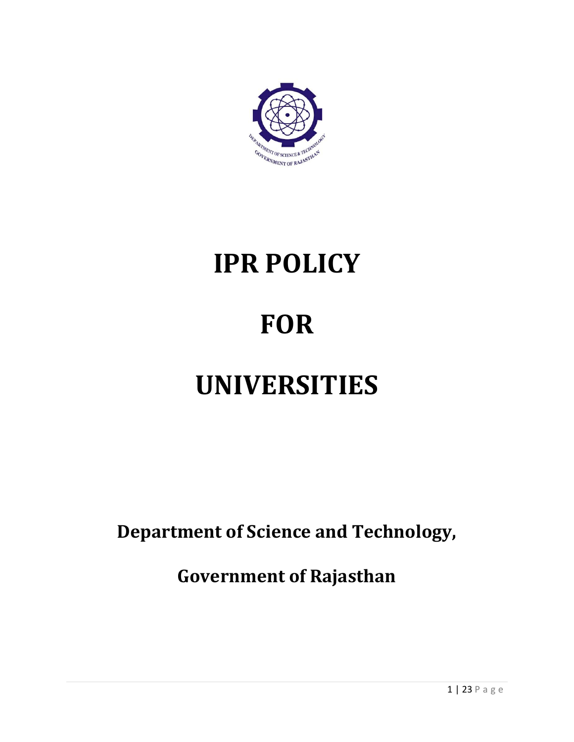# IPR POLICY

# FOR

# UNIVERSITIES

**Department of Science and Technology,**

**Government of Rajasthan**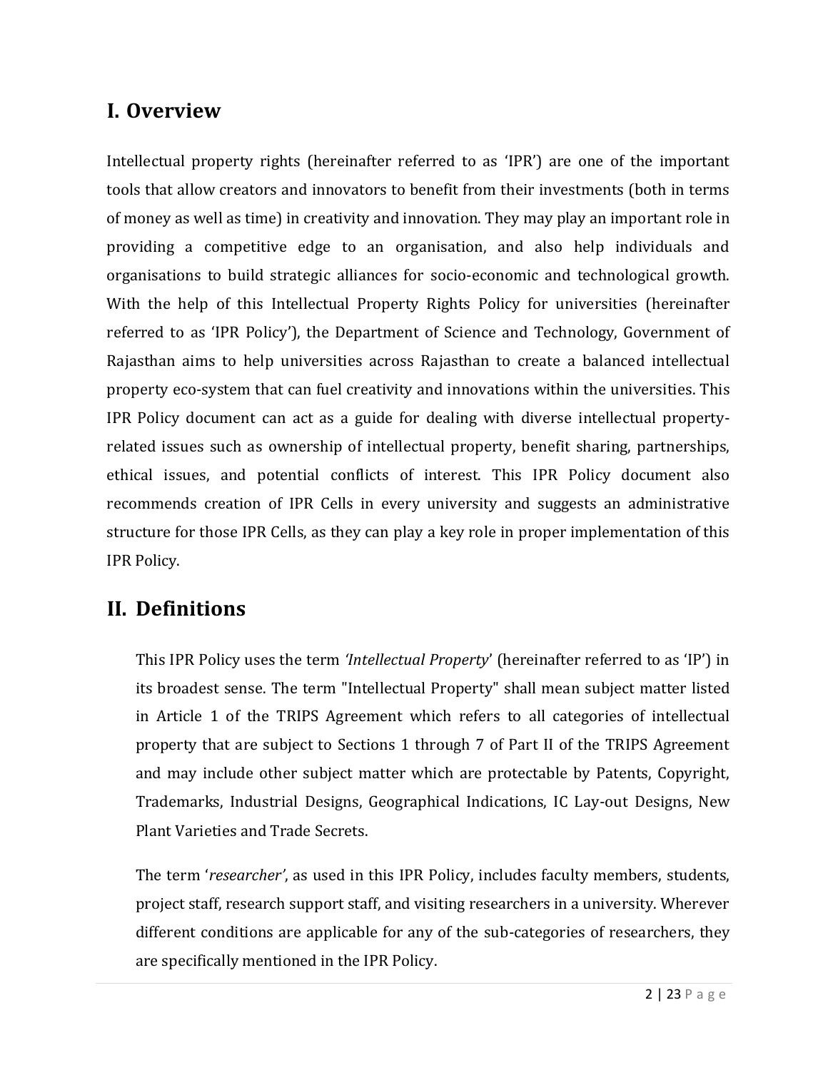# I. Overview

Intellectual property rights (hereinafter referred to as 'IPR') are one of the important tools that allow creators and innovators to benefit from their investments (both in terms of money as well as time) in creativity and innovation. They may play an important role in providing a competitive edge to an organisation, and also help individuals and organisations to build strategic alliances for socio-economic and technological growth. With the help of this Intellectual Property Rights Policy for universities (hereinafter referred to as 'IPR Policy'), the Department of Science and Technology, Government of Rajasthan aims to help universities across Rajasthan to create a balanced intellectual property eco-system that can fuel creativity and innovations within the universities. This IPR Policy document can act as a guide for dealing with diverse intellectual property-related issues such as ownership of intellectual property, benefit sharing, partnerships, ethical issues, and potential conflicts of interest. This IPR Policy document also recommends creation of IPR Cells in every university and suggests an administrative structure for those IPR Cells, as they can play a key role in proper implementation of this IPR Policy.

# II. Definitions

This IPR Policy uses the term '*Intellectual Property*' (hereinafter referred to as 'IP') in its broadest sense. The term "Intellectual Property" shall mean subject matter listed in Article 1 of the TRIPS Agreement which refers to all categories of intellectual property that are subject to Sections 1 through 7 of Part II of the TRIPS Agreement and may include other subject matter which are protectable by Patents, Copyright, Trademarks, Industrial Designs, Geographical Indications, IC Lay-out Designs, New Plant Varieties and Trade Secrets.

The term '*researcher*', as used in this IPR Policy, includes faculty members, students, project staff, research support staff, and visiting researchers in a university. Wherever different conditions are applicable for any of the sub-categories of researchers, they are specifically mentioned in the IPR Policy.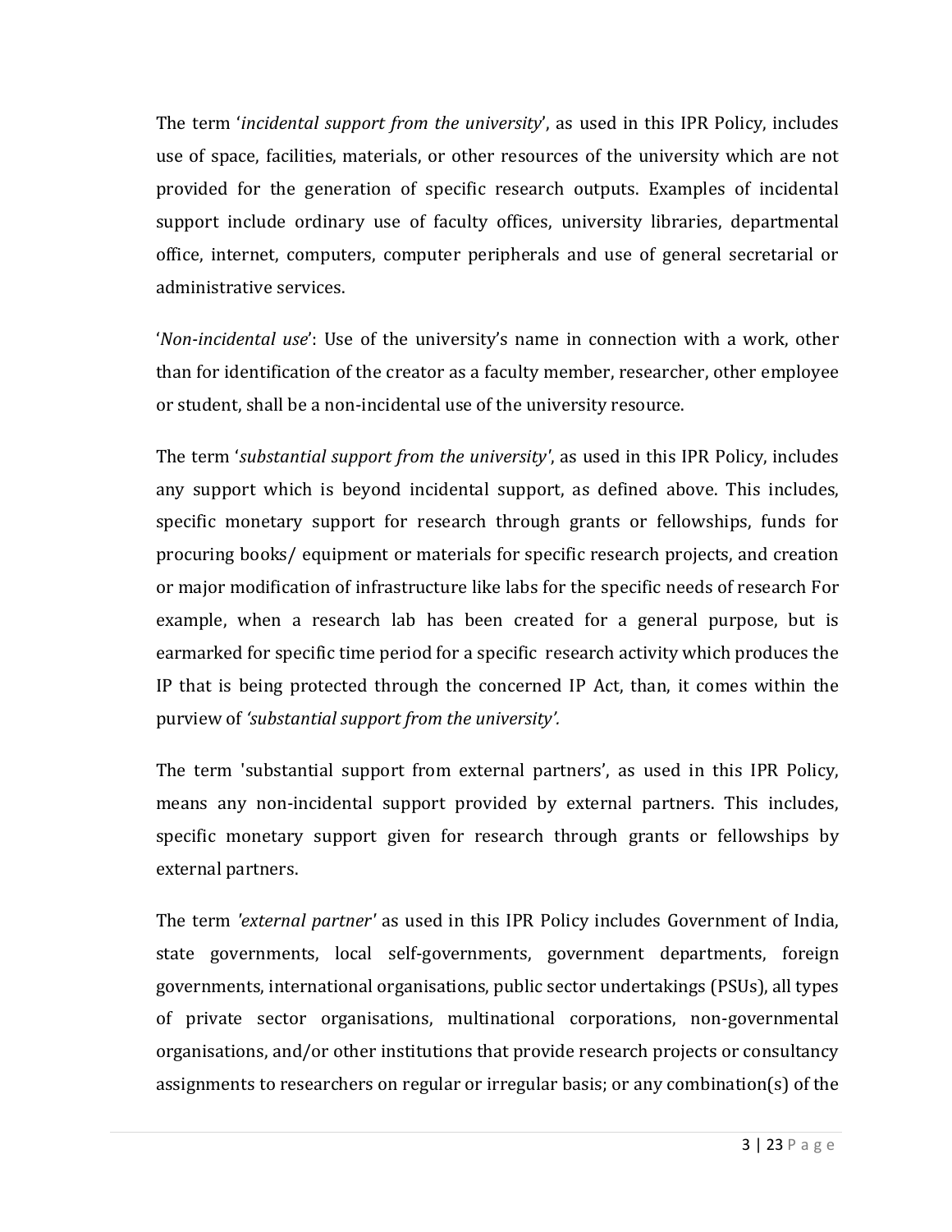The term '*incidental support from the university*', as used in this IPR Policy, includes use of space, facilities, materials, or other resources of the university which are not provided for the generation of specific research outputs. Examples of incidental support include ordinary use of faculty offices, university libraries, departmental office, internet, computers, computer peripherals and use of general secretarial or administrative services.

'*Non-incidental use*': Use of the university's name in connection with a work, other than for identification of the creator as a faculty member, researcher, other employee or student, shall be a non-incidental use of the university resource.

The term '*substantial support from the university'*, as used in this IPR Policy, includes any support which is beyond incidental support, as defined above. This includes, specific monetary support for research through grants or fellowships, funds for procuring books/ equipment or materials for specific research projects, and creation or major modification of infrastructure like labs for the specific needs of research For example, when a research lab has been created for a general purpose, but is earmarked for specific time period for a specific research activity which produces the IP that is being protected through the concerned IP Act, than, it comes within the purview of *'substantial support from the university'.*

The term 'substantial support from external partners', as used in this IPR Policy, means any non-incidental support provided by external partners. This includes, specific monetary support given for research through grants or fellowships by external partners.

The term *'external partner'* as used in this IPR Policy includes Government of India, state governments, local self-governments, government departments, foreign governments, international organisations, public sector undertakings (PSUs), all types of private sector organisations, multinational corporations, non-governmental organisations, and/or other institutions that provide research projects or consultancy assignments to researchers on regular or irregular basis; or any combination(s) of the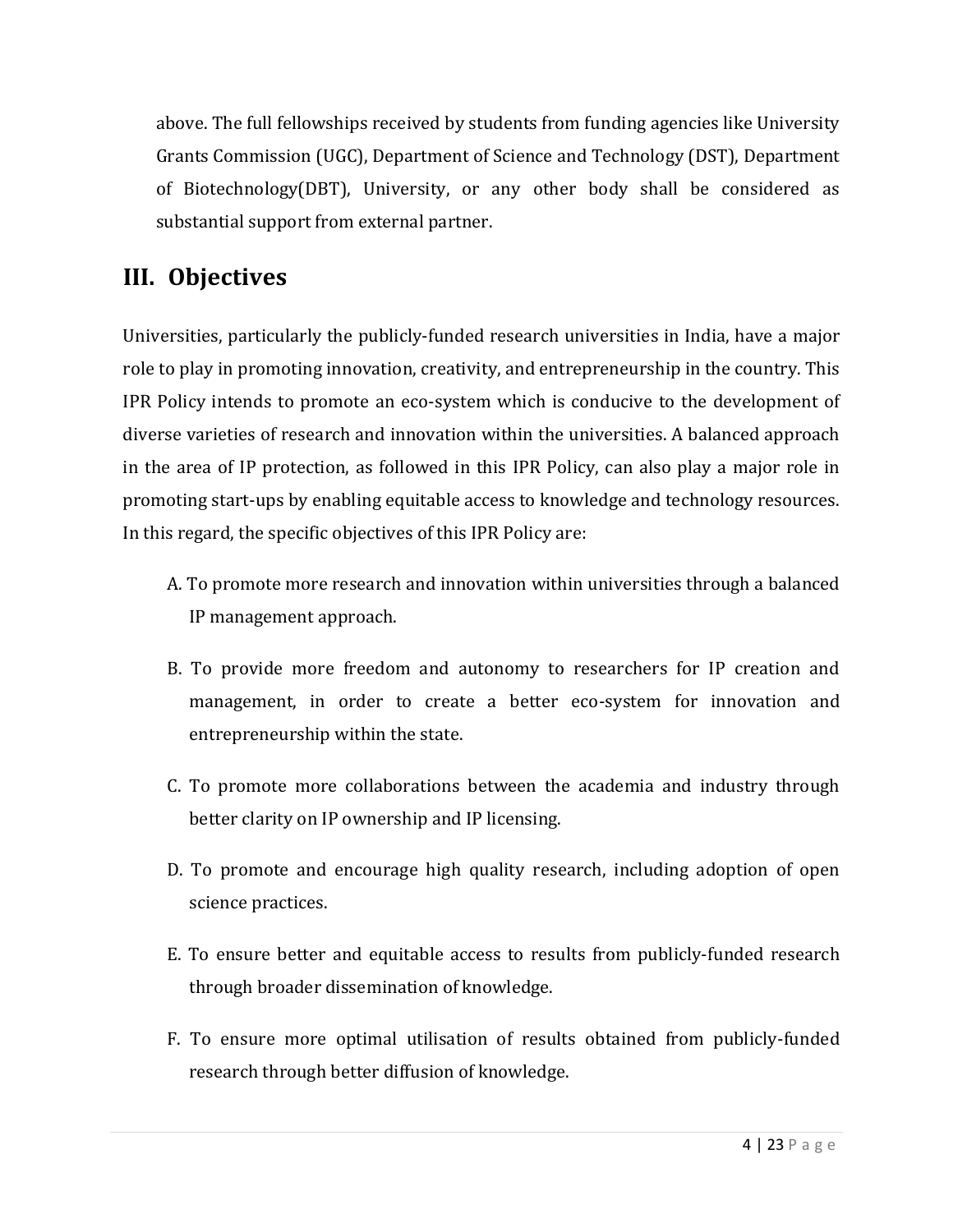above. The full fellowships received by students from funding agencies like University Grants Commission (UGC), Department of Science and Technology (DST), Department of Biotechnology(DBT), University, or any other body shall be considered as substantial support from external partner.

## III. Objectives

Universities, particularly the publicly-funded research universities in India, have a major role to play in promoting innovation, creativity, and entrepreneurship in the country. This IPR Policy intends to promote an eco-system which is conducive to the development of diverse varieties of research and innovation within the universities. A balanced approach in the area of IP protection, as followed in this IPR Policy, can also play a major role in promoting start-ups by enabling equitable access to knowledge and technology resources. In this regard, the specific objectives of this IPR Policy are:

A. To promote more research and innovation within universities through a balanced IP management approach.

B. To provide more freedom and autonomy to researchers for IP creation and management, in order to create a better eco-system for innovation and entrepreneurship within the state.

C. To promote more collaborations between the academia and industry through better clarity on IP ownership and IP licensing.

D. To promote and encourage high quality research, including adoption of open science practices.

E. To ensure better and equitable access to results from publicly-funded research through broader dissemination of knowledge.

F. To ensure more optimal utilisation of results obtained from publicly-funded research through better diffusion of knowledge.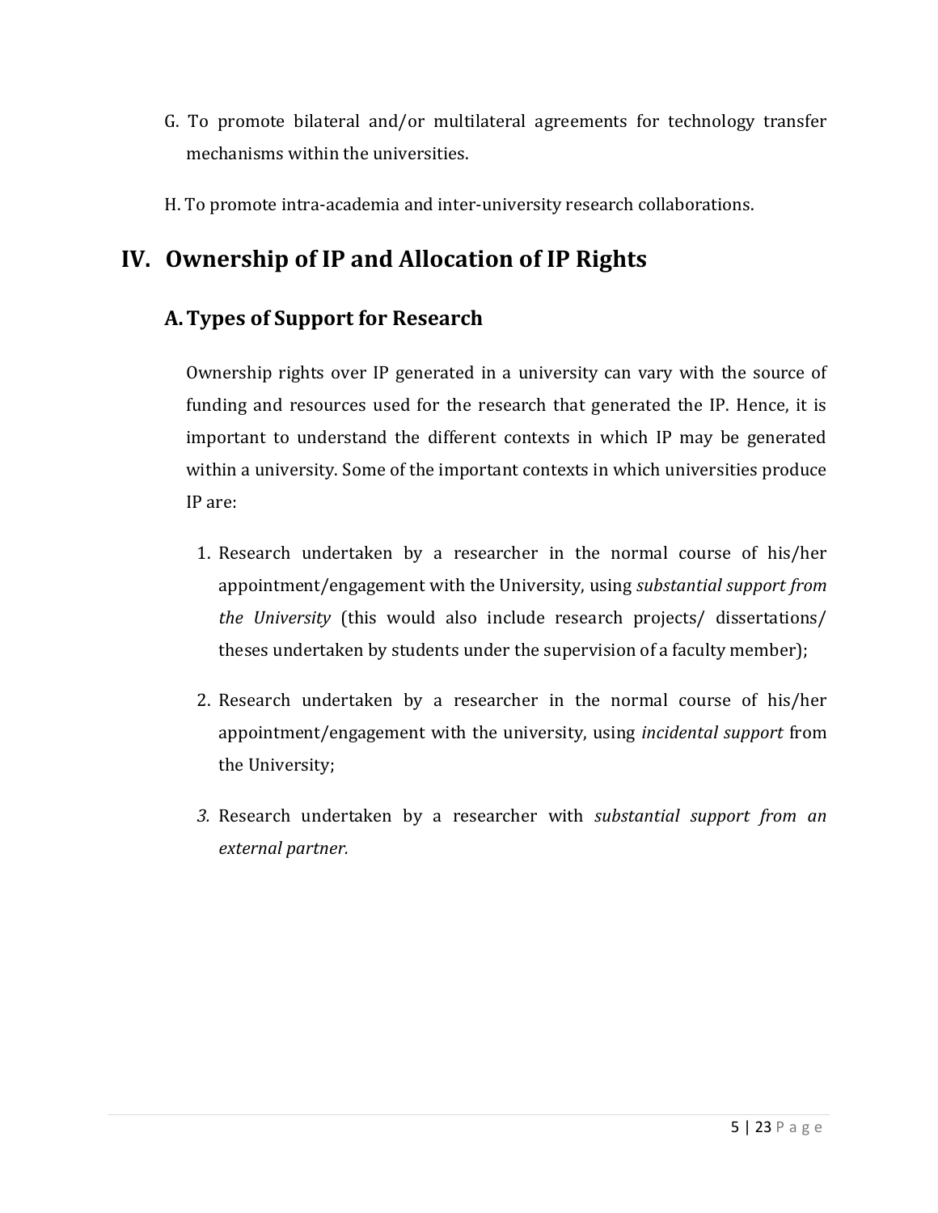G. To promote bilateral and/or multilateral agreements for technology transfer mechanisms within the universities.

H. To promote intra-academia and inter-university research collaborations.

# IV. Ownership of IP and Allocation of IP Rights

## A. Types of Support for Research

Ownership rights over IP generated in a university can vary with the source of funding and resources used for the research that generated the IP. Hence, it is important to understand the different contexts in which IP may be generated within a university. Some of the important contexts in which universities produce IP are:

1. Research undertaken by a researcher in the normal course of his/her appointment/engagement with the University, using *substantial support from the University* (this would also include research projects/ dissertations/ theses undertaken by students under the supervision of a faculty member);

2. Research undertaken by a researcher in the normal course of his/her appointment/engagement with the university, using *incidental support* from the University;

3. Research undertaken by a researcher with *substantial support from an external partner.*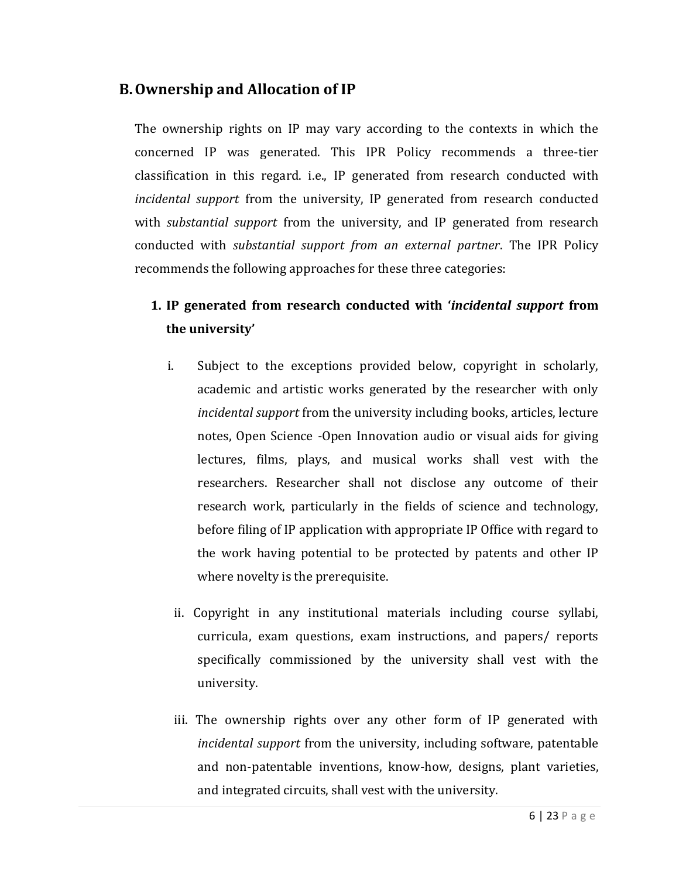## B. Ownership and Allocation of IP

The ownership rights on IP may vary according to the contexts in which the concerned IP was generated. This IPR Policy recommends a three-tier classification in this regard. i.e., IP generated from research conducted with *incidental support* from the university, IP generated from research conducted with *substantial support* from the university, and IP generated from research conducted with *substantial support from an external partner*. The IPR Policy recommends the following approaches for these three categories:

### 1. IP generated from research conducted with '*incidental support* from the university'

i. Subject to the exceptions provided below, copyright in scholarly, academic and artistic works generated by the researcher with only *incidental support* from the university including books, articles, lecture notes, Open Science -Open Innovation audio or visual aids for giving lectures, films, plays, and musical works shall vest with the researchers. Researcher shall not disclose any outcome of their research work, particularly in the fields of science and technology, before filing of IP application with appropriate IP Office with regard to the work having potential to be protected by patents and other IP where novelty is the prerequisite.

ii. Copyright in any institutional materials including course syllabi, curricula, exam questions, exam instructions, and papers/ reports specifically commissioned by the university shall vest with the university.

iii. The ownership rights over any other form of IP generated with *incidental support* from the university, including software, patentable and non-patentable inventions, know-how, designs, plant varieties, and integrated circuits, shall vest with the university.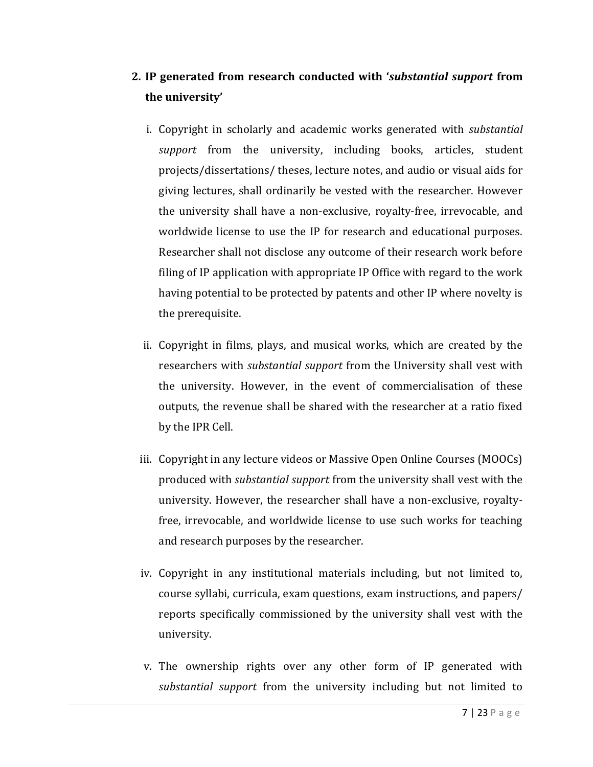2. **IP generated from research conducted with '*substantial support* from the university'**

   i. Copyright in scholarly and academic works generated with *substantial support* from the university, including books, articles, student projects/dissertations/ theses, lecture notes, and audio or visual aids for giving lectures, shall ordinarily be vested with the researcher. However the university shall have a non-exclusive, royalty-free, irrevocable, and worldwide license to use the IP for research and educational purposes. Researcher shall not disclose any outcome of their research work before filing of IP application with appropriate IP Office with regard to the work having potential to be protected by patents and other IP where novelty is the prerequisite.

   ii. Copyright in films, plays, and musical works, which are created by the researchers with *substantial support* from the University shall vest with the university. However, in the event of commercialisation of these outputs, the revenue shall be shared with the researcher at a ratio fixed by the IPR Cell.

   iii. Copyright in any lecture videos or Massive Open Online Courses (MOOCs) produced with *substantial support* from the university shall vest with the university. However, the researcher shall have a non-exclusive, royalty-free, irrevocable, and worldwide license to use such works for teaching and research purposes by the researcher.

   iv. Copyright in any institutional materials including, but not limited to, course syllabi, curricula, exam questions, exam instructions, and papers/ reports specifically commissioned by the university shall vest with the university.

   v. The ownership rights over any other form of IP generated with *substantial support* from the university including but not limited to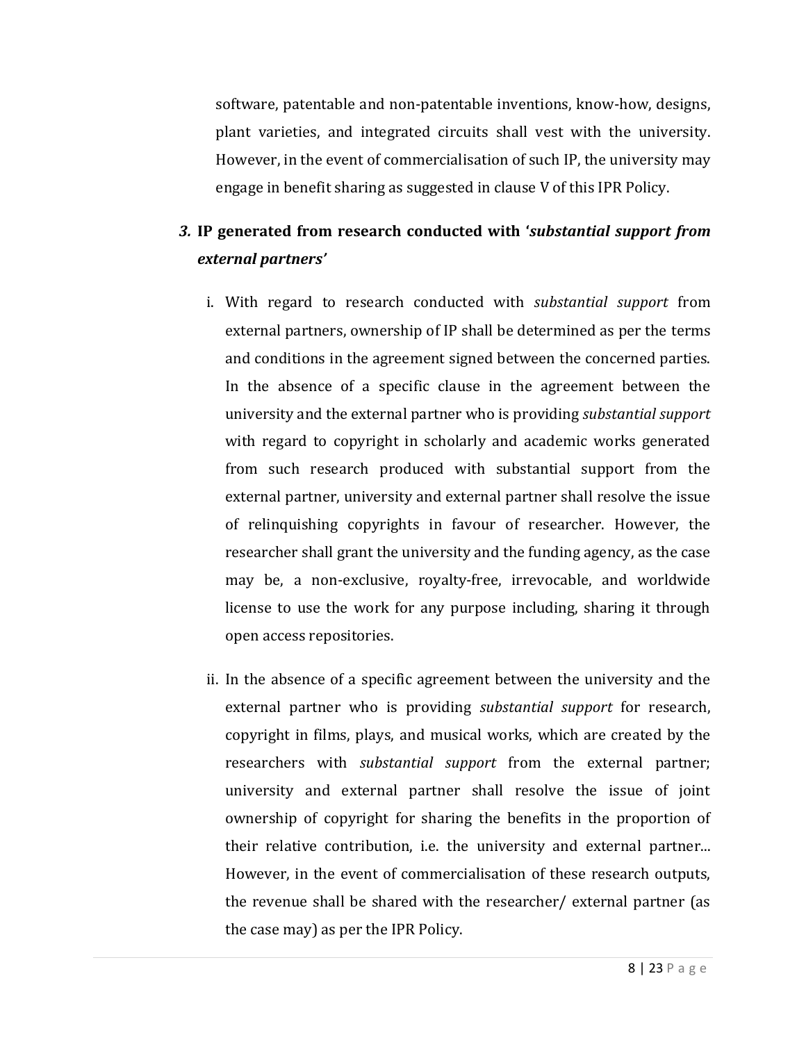software, patentable and non-patentable inventions, know-how, designs, plant varieties, and integrated circuits shall vest with the university. However, in the event of commercialisation of such IP, the university may engage in benefit sharing as suggested in clause V of this IPR Policy.

### *3.* IP generated from research conducted with '*substantial support from external partners'*

i. With regard to research conducted with *substantial support* from external partners, ownership of IP shall be determined as per the terms and conditions in the agreement signed between the concerned parties. In the absence of a specific clause in the agreement between the university and the external partner who is providing *substantial support* with regard to copyright in scholarly and academic works generated from such research produced with substantial support from the external partner, university and external partner shall resolve the issue of relinquishing copyrights in favour of researcher. However, the researcher shall grant the university and the funding agency, as the case may be, a non-exclusive, royalty-free, irrevocable, and worldwide license to use the work for any purpose including, sharing it through open access repositories.

ii. In the absence of a specific agreement between the university and the external partner who is providing *substantial support* for research, copyright in films, plays, and musical works, which are created by the researchers with *substantial support* from the external partner; university and external partner shall resolve the issue of joint ownership of copyright for sharing the benefits in the proportion of their relative contribution, i.e. the university and external partner... However, in the event of commercialisation of these research outputs, the revenue shall be shared with the researcher/ external partner (as the case may) as per the IPR Policy.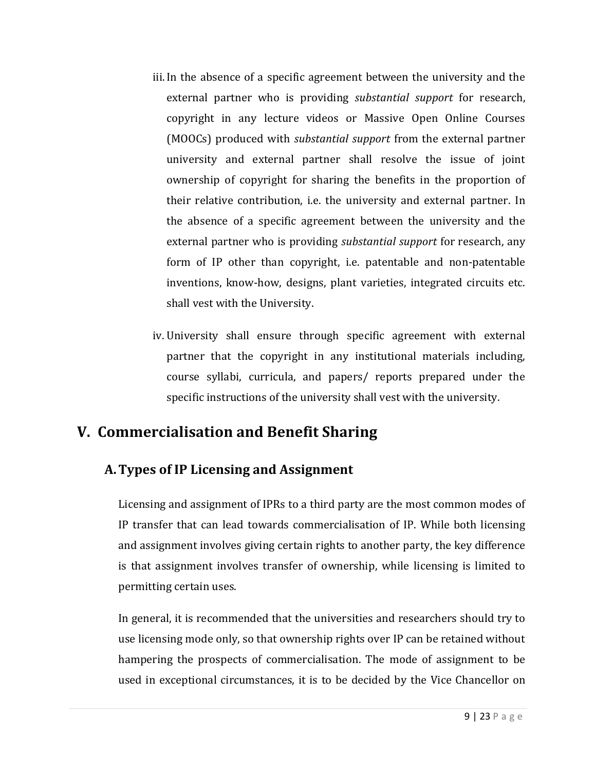iii. In the absence of a specific agreement between the university and the external partner who is providing *substantial support* for research, copyright in any lecture videos or Massive Open Online Courses (MOOCs) produced with *substantial support* from the external partner university and external partner shall resolve the issue of joint ownership of copyright for sharing the benefits in the proportion of their relative contribution, i.e. the university and external partner. In the absence of a specific agreement between the university and the external partner who is providing *substantial support* for research, any form of IP other than copyright, i.e. patentable and non-patentable inventions, know-how, designs, plant varieties, integrated circuits etc. shall vest with the University.

iv. University shall ensure through specific agreement with external partner that the copyright in any institutional materials including, course syllabi, curricula, and papers/ reports prepared under the specific instructions of the university shall vest with the university.

# V. Commercialisation and Benefit Sharing

## A. Types of IP Licensing and Assignment

Licensing and assignment of IPRs to a third party are the most common modes of IP transfer that can lead towards commercialisation of IP. While both licensing and assignment involves giving certain rights to another party, the key difference is that assignment involves transfer of ownership, while licensing is limited to permitting certain uses.

In general, it is recommended that the universities and researchers should try to use licensing mode only, so that ownership rights over IP can be retained without hampering the prospects of commercialisation. The mode of assignment to be used in exceptional circumstances, it is to be decided by the Vice Chancellor on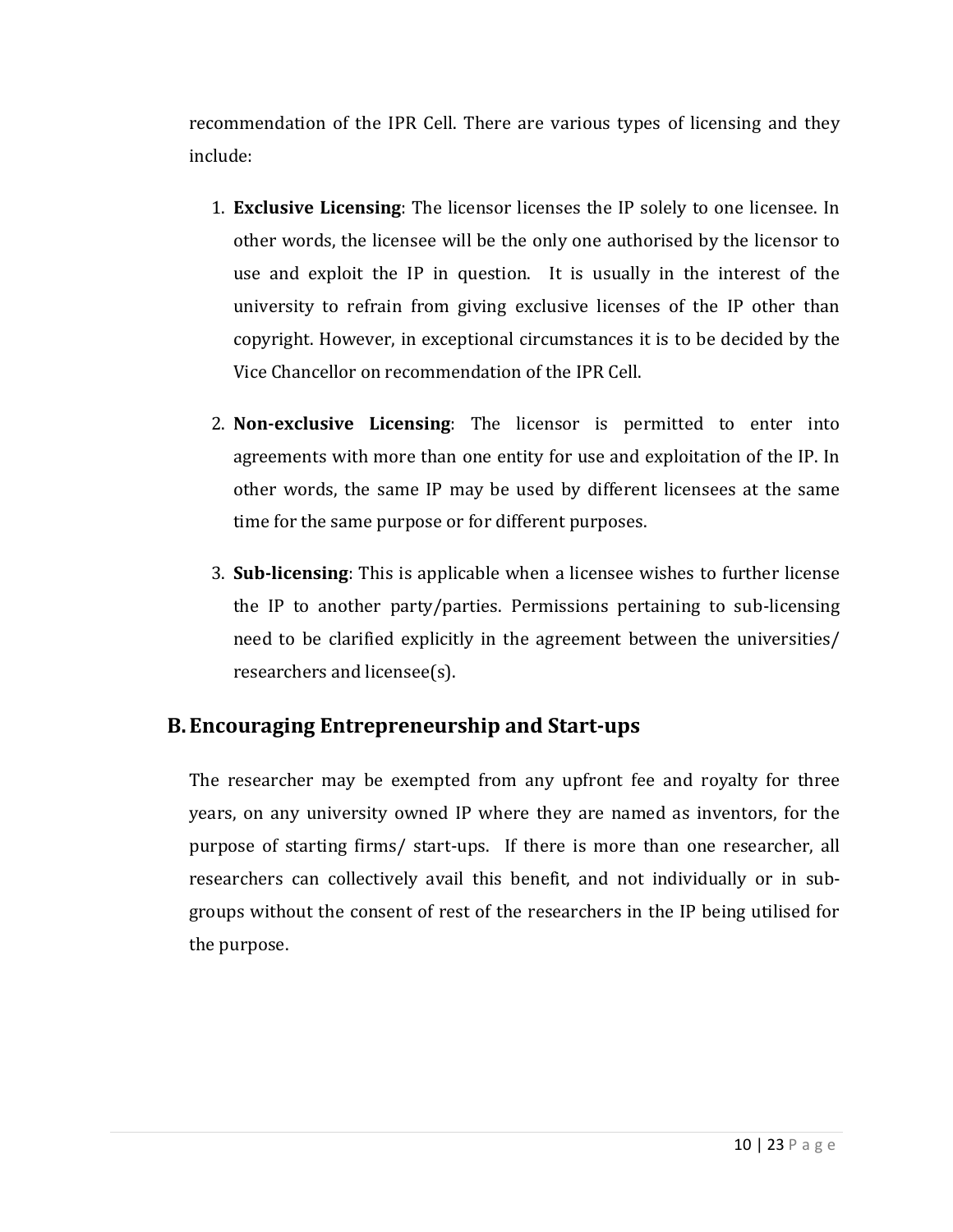recommendation of the IPR Cell. There are various types of licensing and they include:

1. **Exclusive Licensing**: The licensor licenses the IP solely to one licensee. In other words, the licensee will be the only one authorised by the licensor to use and exploit the IP in question. It is usually in the interest of the university to refrain from giving exclusive licenses of the IP other than copyright. However, in exceptional circumstances it is to be decided by the Vice Chancellor on recommendation of the IPR Cell.

2. **Non-exclusive Licensing**: The licensor is permitted to enter into agreements with more than one entity for use and exploitation of the IP. In other words, the same IP may be used by different licensees at the same time for the same purpose or for different purposes.

3. **Sub-licensing**: This is applicable when a licensee wishes to further license the IP to another party/parties. Permissions pertaining to sub-licensing need to be clarified explicitly in the agreement between the universities/ researchers and licensee(s).

## B. Encouraging Entrepreneurship and Start-ups

The researcher may be exempted from any upfront fee and royalty for three years, on any university owned IP where they are named as inventors, for the purpose of starting firms/ start-ups. If there is more than one researcher, all researchers can collectively avail this benefit, and not individually or in sub-groups without the consent of rest of the researchers in the IP being utilised for the purpose.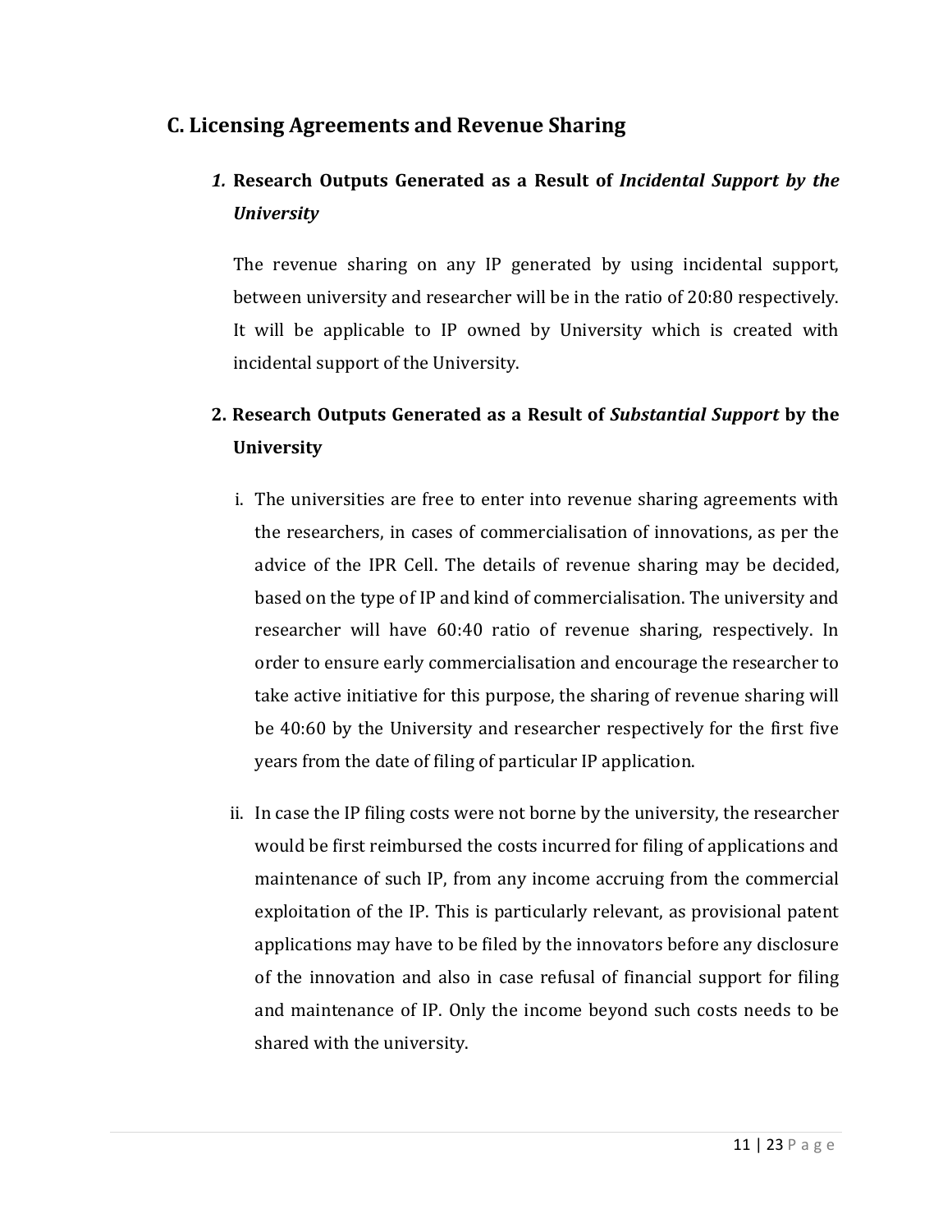## C. Licensing Agreements and Revenue Sharing

### *1.* Research Outputs Generated as a Result of *Incidental Support by the University*

The revenue sharing on any IP generated by using incidental support, between university and researcher will be in the ratio of 20:80 respectively. It will be applicable to IP owned by University which is created with incidental support of the University.

### 2. Research Outputs Generated as a Result of *Substantial Support* by the University

i. The universities are free to enter into revenue sharing agreements with the researchers, in cases of commercialisation of innovations, as per the advice of the IPR Cell. The details of revenue sharing may be decided, based on the type of IP and kind of commercialisation. The university and researcher will have 60:40 ratio of revenue sharing, respectively. In order to ensure early commercialisation and encourage the researcher to take active initiative for this purpose, the sharing of revenue sharing will be 40:60 by the University and researcher respectively for the first five years from the date of filing of particular IP application.

ii. In case the IP filing costs were not borne by the university, the researcher would be first reimbursed the costs incurred for filing of applications and maintenance of such IP, from any income accruing from the commercial exploitation of the IP. This is particularly relevant, as provisional patent applications may have to be filed by the innovators before any disclosure of the innovation and also in case refusal of financial support for filing and maintenance of IP. Only the income beyond such costs needs to be shared with the university.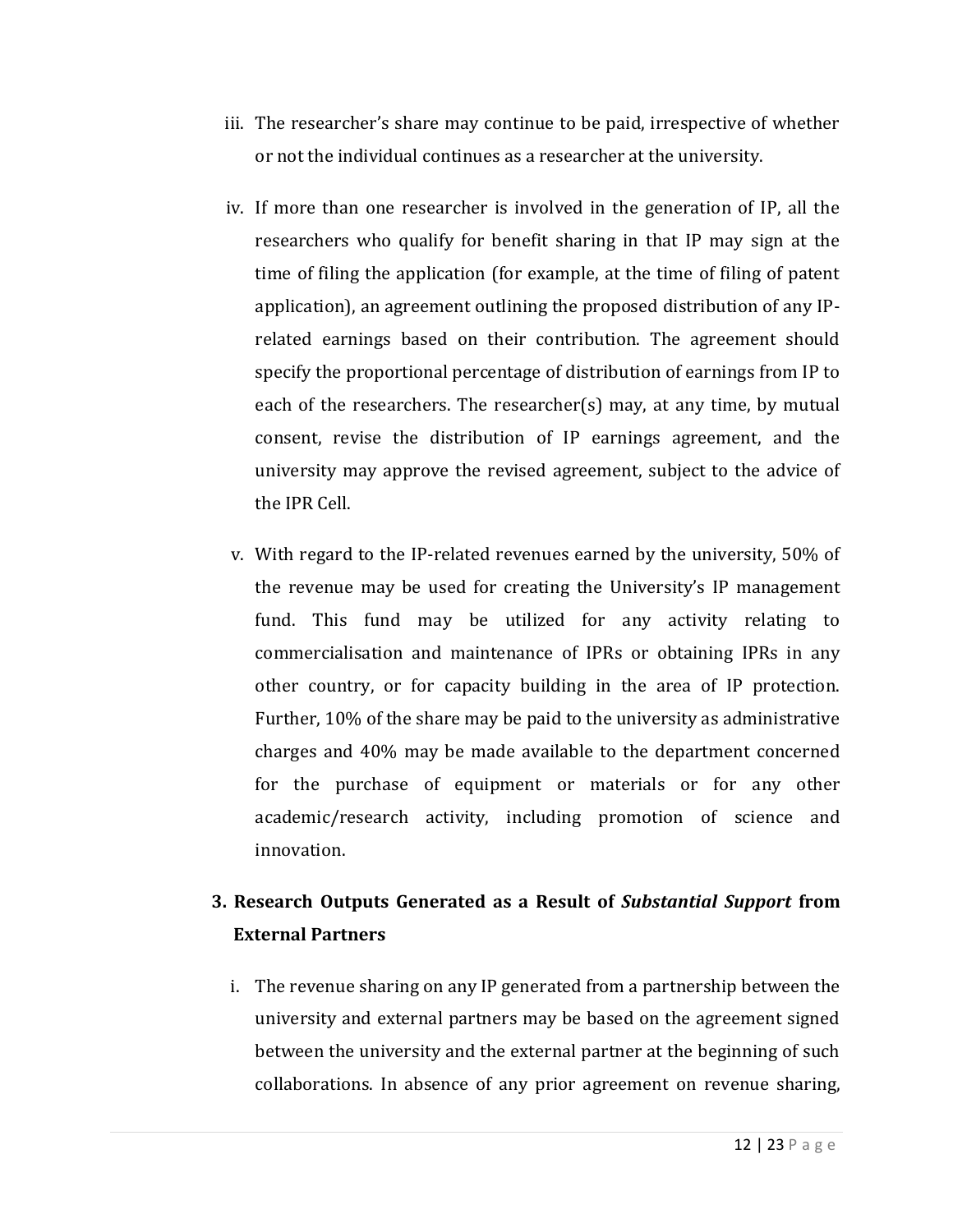iii. The researcher's share may continue to be paid, irrespective of whether or not the individual continues as a researcher at the university.

iv. If more than one researcher is involved in the generation of IP, all the researchers who qualify for benefit sharing in that IP may sign at the time of filing the application (for example, at the time of filing of patent application), an agreement outlining the proposed distribution of any IP-related earnings based on their contribution. The agreement should specify the proportional percentage of distribution of earnings from IP to each of the researchers. The researcher(s) may, at any time, by mutual consent, revise the distribution of IP earnings agreement, and the university may approve the revised agreement, subject to the advice of the IPR Cell.

v. With regard to the IP-related revenues earned by the university, 50% of the revenue may be used for creating the University's IP management fund. This fund may be utilized for any activity relating to commercialisation and maintenance of IPRs or obtaining IPRs in any other country, or for capacity building in the area of IP protection. Further, 10% of the share may be paid to the university as administrative charges and 40% may be made available to the department concerned for the purchase of equipment or materials or for any other academic/research activity, including promotion of science and innovation.

**3. Research Outputs Generated as a Result of *Substantial Support* from External Partners**

i. The revenue sharing on any IP generated from a partnership between the university and external partners may be based on the agreement signed between the university and the external partner at the beginning of such collaborations. In absence of any prior agreement on revenue sharing,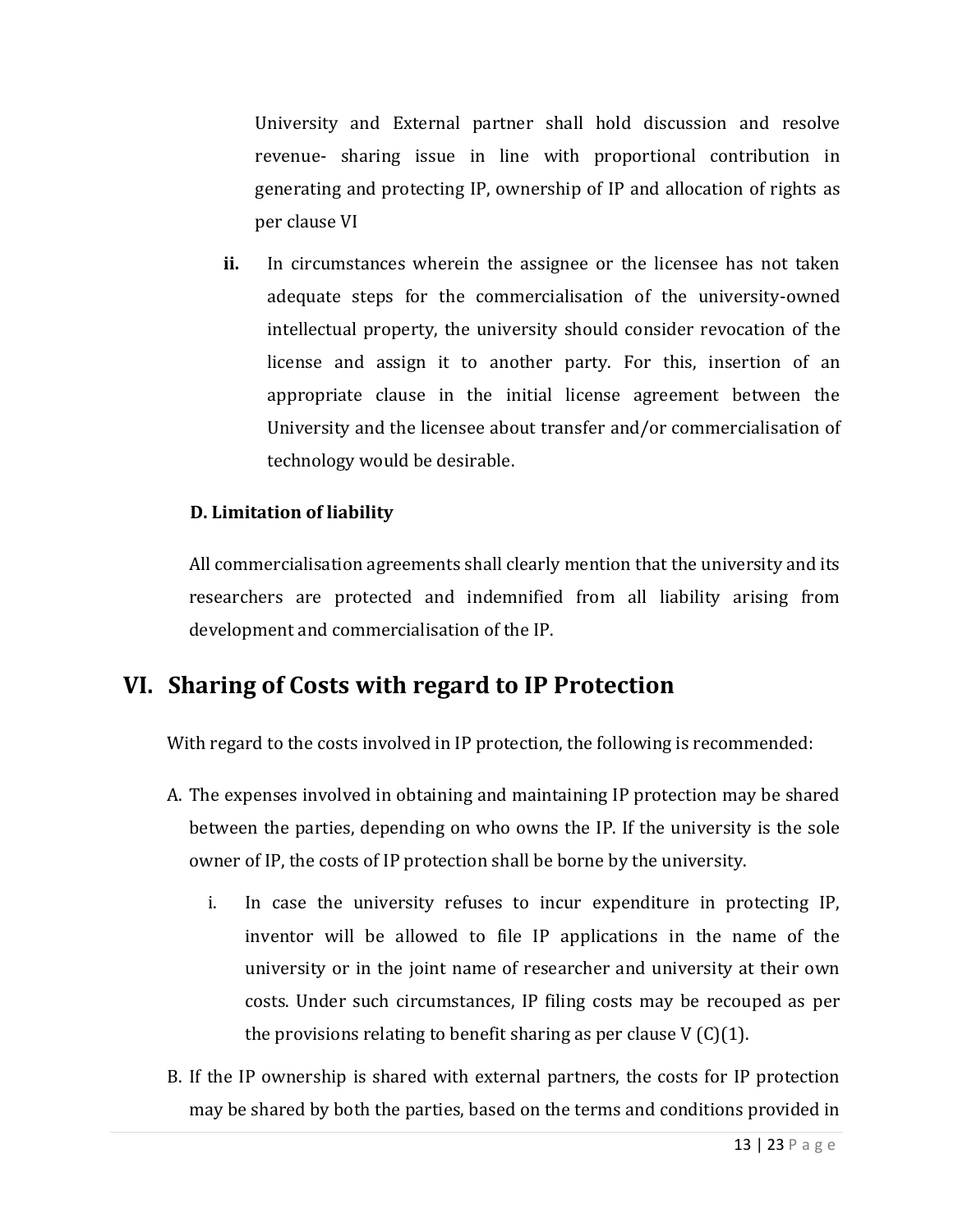University and External partner shall hold discussion and resolve revenue- sharing issue in line with proportional contribution in generating and protecting IP, ownership of IP and allocation of rights as per clause VI

**ii.** In circumstances wherein the assignee or the licensee has not taken adequate steps for the commercialisation of the university-owned intellectual property, the university should consider revocation of the license and assign it to another party. For this, insertion of an appropriate clause in the initial license agreement between the University and the licensee about transfer and/or commercialisation of technology would be desirable.

**D. Limitation of liability**

All commercialisation agreements shall clearly mention that the university and its researchers are protected and indemnified from all liability arising from development and commercialisation of the IP.

## VI. Sharing of Costs with regard to IP Protection

With regard to the costs involved in IP protection, the following is recommended:

A. The expenses involved in obtaining and maintaining IP protection may be shared between the parties, depending on who owns the IP. If the university is the sole owner of IP, the costs of IP protection shall be borne by the university.

   i. In case the university refuses to incur expenditure in protecting IP, inventor will be allowed to file IP applications in the name of the university or in the joint name of researcher and university at their own costs. Under such circumstances, IP filing costs may be recouped as per the provisions relating to benefit sharing as per clause V (C)(1).

B. If the IP ownership is shared with external partners, the costs for IP protection may be shared by both the parties, based on the terms and conditions provided in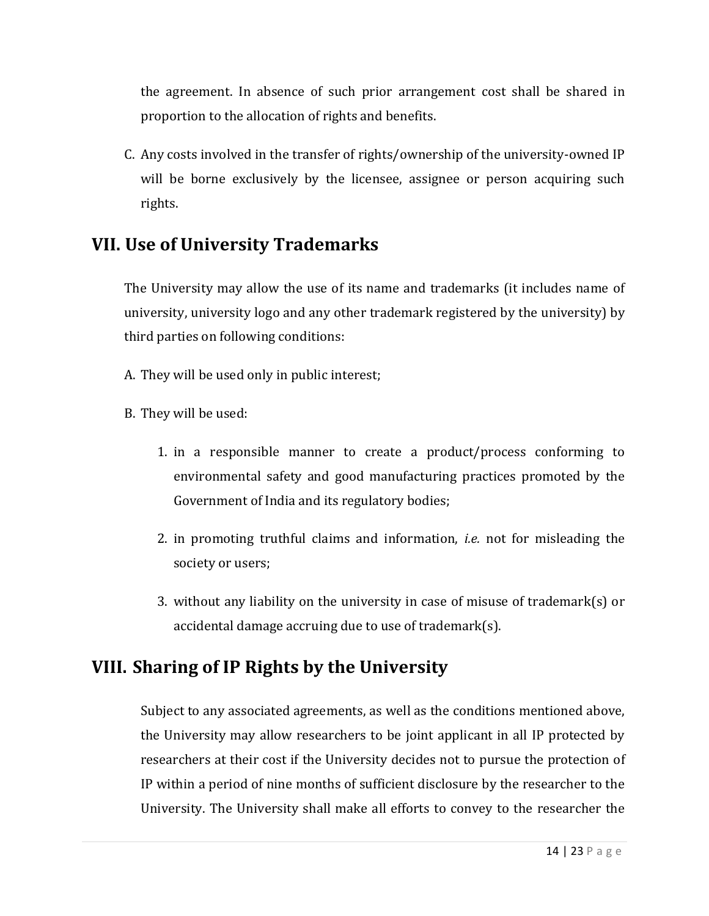the agreement. In absence of such prior arrangement cost shall be shared in proportion to the allocation of rights and benefits.

C. Any costs involved in the transfer of rights/ownership of the university-owned IP will be borne exclusively by the licensee, assignee or person acquiring such rights.

## VII. Use of University Trademarks

The University may allow the use of its name and trademarks (it includes name of university, university logo and any other trademark registered by the university) by third parties on following conditions:

A. They will be used only in public interest;

B. They will be used:

   1. in a responsible manner to create a product/process conforming to environmental safety and good manufacturing practices promoted by the Government of India and its regulatory bodies;

   2. in promoting truthful claims and information, *i.e.* not for misleading the society or users;

   3. without any liability on the university in case of misuse of trademark(s) or accidental damage accruing due to use of trademark(s).

## VIII. Sharing of IP Rights by the University

Subject to any associated agreements, as well as the conditions mentioned above, the University may allow researchers to be joint applicant in all IP protected by researchers at their cost if the University decides not to pursue the protection of IP within a period of nine months of sufficient disclosure by the researcher to the University. The University shall make all efforts to convey to the researcher the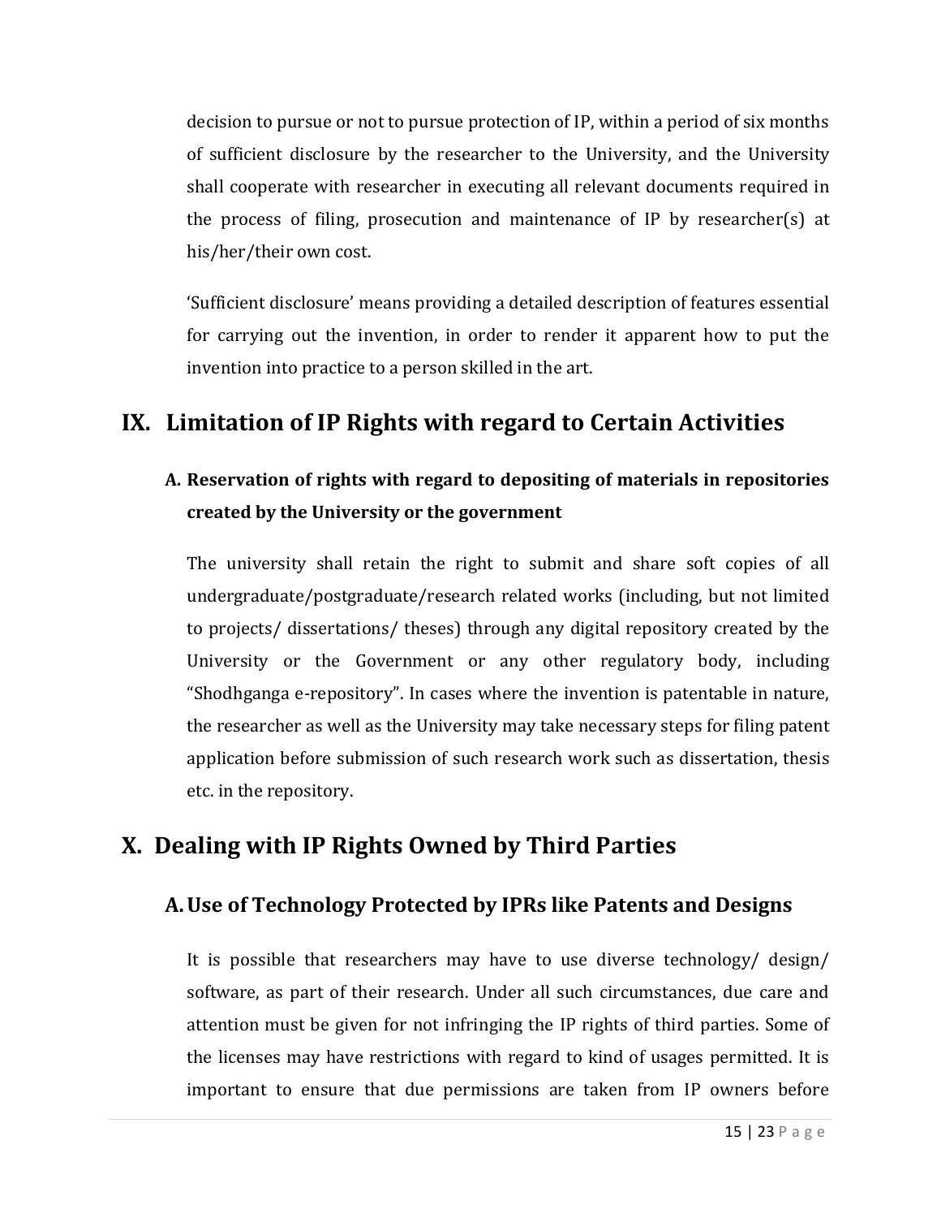decision to pursue or not to pursue protection of IP, within a period of six months of sufficient disclosure by the researcher to the University, and the University shall cooperate with researcher in executing all relevant documents required in the process of filing, prosecution and maintenance of IP by researcher(s) at his/her/their own cost.

'Sufficient disclosure' means providing a detailed description of features essential for carrying out the invention, in order to render it apparent how to put the invention into practice to a person skilled in the art.

## IX. Limitation of IP Rights with regard to Certain Activities

### A. Reservation of rights with regard to depositing of materials in repositories created by the University or the government

The university shall retain the right to submit and share soft copies of all undergraduate/postgraduate/research related works (including, but not limited to projects/ dissertations/ theses) through any digital repository created by the University or the Government or any other regulatory body, including "Shodhganga e-repository". In cases where the invention is patentable in nature, the researcher as well as the University may take necessary steps for filing patent application before submission of such research work such as dissertation, thesis etc. in the repository.

## X. Dealing with IP Rights Owned by Third Parties

### A. Use of Technology Protected by IPRs like Patents and Designs

It is possible that researchers may have to use diverse technology/ design/ software, as part of their research. Under all such circumstances, due care and attention must be given for not infringing the IP rights of third parties. Some of the licenses may have restrictions with regard to kind of usages permitted. It is important to ensure that due permissions are taken from IP owners before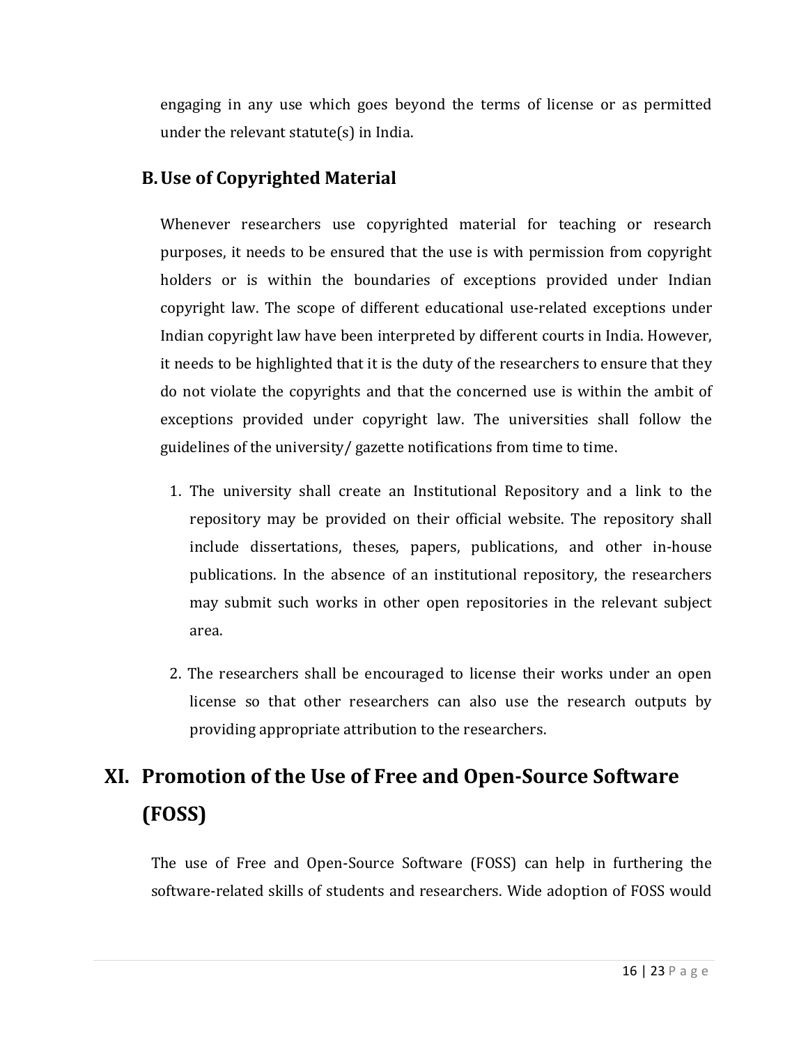engaging in any use which goes beyond the terms of license or as permitted under the relevant statute(s) in India.

### B. Use of Copyrighted Material

Whenever researchers use copyrighted material for teaching or research purposes, it needs to be ensured that the use is with permission from copyright holders or is within the boundaries of exceptions provided under Indian copyright law. The scope of different educational use-related exceptions under Indian copyright law have been interpreted by different courts in India. However, it needs to be highlighted that it is the duty of the researchers to ensure that they do not violate the copyrights and that the concerned use is within the ambit of exceptions provided under copyright law. The universities shall follow the guidelines of the university/ gazette notifications from time to time.

1. The university shall create an Institutional Repository and a link to the repository may be provided on their official website. The repository shall include dissertations, theses, papers, publications, and other in-house publications. In the absence of an institutional repository, the researchers may submit such works in other open repositories in the relevant subject area.

2. The researchers shall be encouraged to license their works under an open license so that other researchers can also use the research outputs by providing appropriate attribution to the researchers.

## XI. Promotion of the Use of Free and Open-Source Software (FOSS)

The use of Free and Open-Source Software (FOSS) can help in furthering the software-related skills of students and researchers. Wide adoption of FOSS would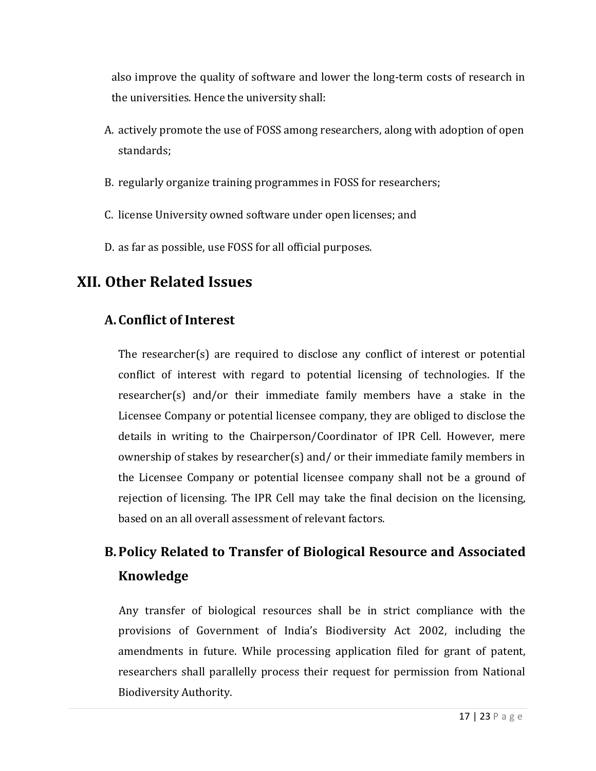also improve the quality of software and lower the long-term costs of research in the universities. Hence the university shall:

A. actively promote the use of FOSS among researchers, along with adoption of open standards;

B. regularly organize training programmes in FOSS for researchers;

C. license University owned software under open licenses; and

D. as far as possible, use FOSS for all official purposes.

# XII. Other Related Issues

## A. Conflict of Interest

The researcher(s) are required to disclose any conflict of interest or potential conflict of interest with regard to potential licensing of technologies. If the researcher(s) and/or their immediate family members have a stake in the Licensee Company or potential licensee company, they are obliged to disclose the details in writing to the Chairperson/Coordinator of IPR Cell. However, mere ownership of stakes by researcher(s) and/ or their immediate family members in the Licensee Company or potential licensee company shall not be a ground of rejection of licensing. The IPR Cell may take the final decision on the licensing, based on an all overall assessment of relevant factors.

## B. Policy Related to Transfer of Biological Resource and Associated Knowledge

Any transfer of biological resources shall be in strict compliance with the provisions of Government of India's Biodiversity Act 2002, including the amendments in future. While processing application filed for grant of patent, researchers shall parallelly process their request for permission from National Biodiversity Authority.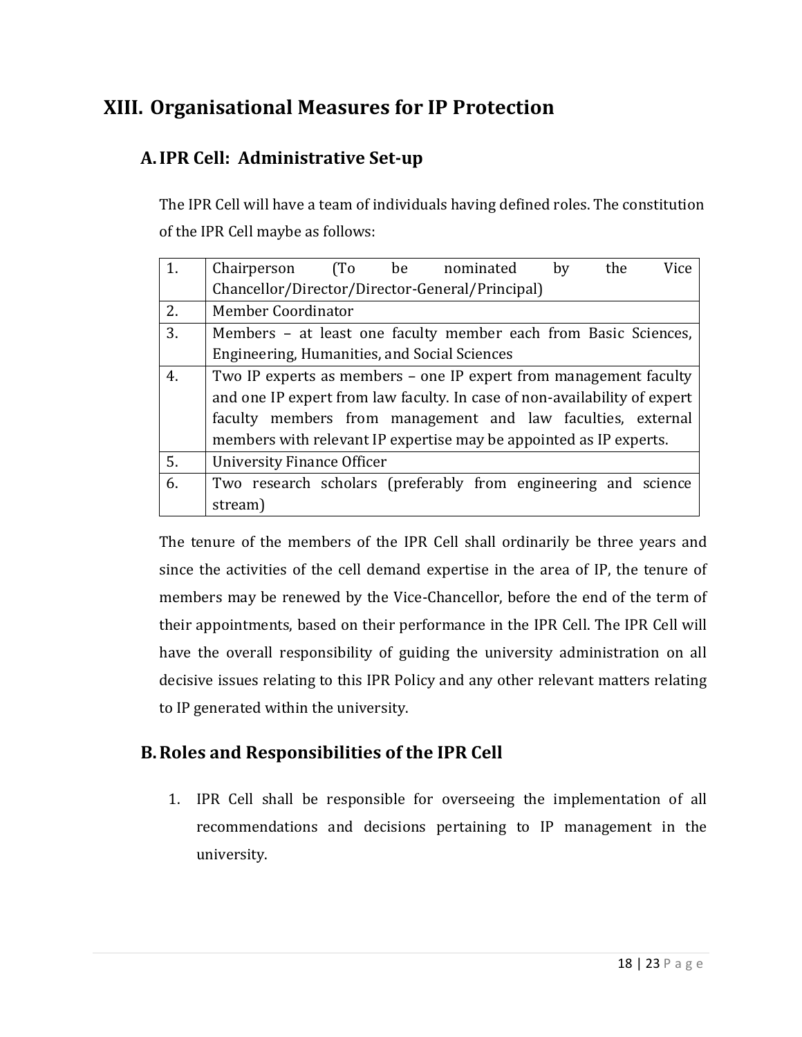# XIII. Organisational Measures for IP Protection

## A. IPR Cell: Administrative Set-up

The IPR Cell will have a team of individuals having defined roles. The constitution of the IPR Cell maybe as follows:

| | |
|---|---|
| 1. | Chairperson (To be nominated by the Vice Chancellor/Director/Director-General/Principal) |
| 2. | Member Coordinator |
| 3. | Members – at least one faculty member each from Basic Sciences, Engineering, Humanities, and Social Sciences |
| 4. | Two IP experts as members – one IP expert from management faculty and one IP expert from law faculty. In case of non-availability of expert faculty members from management and law faculties, external members with relevant IP expertise may be appointed as IP experts. |
| 5. | University Finance Officer |
| 6. | Two research scholars (preferably from engineering and science stream) |

The tenure of the members of the IPR Cell shall ordinarily be three years and since the activities of the cell demand expertise in the area of IP, the tenure of members may be renewed by the Vice-Chancellor, before the end of the term of their appointments, based on their performance in the IPR Cell. The IPR Cell will have the overall responsibility of guiding the university administration on all decisive issues relating to this IPR Policy and any other relevant matters relating to IP generated within the university.

## B. Roles and Responsibilities of the IPR Cell

1. IPR Cell shall be responsible for overseeing the implementation of all recommendations and decisions pertaining to IP management in the university.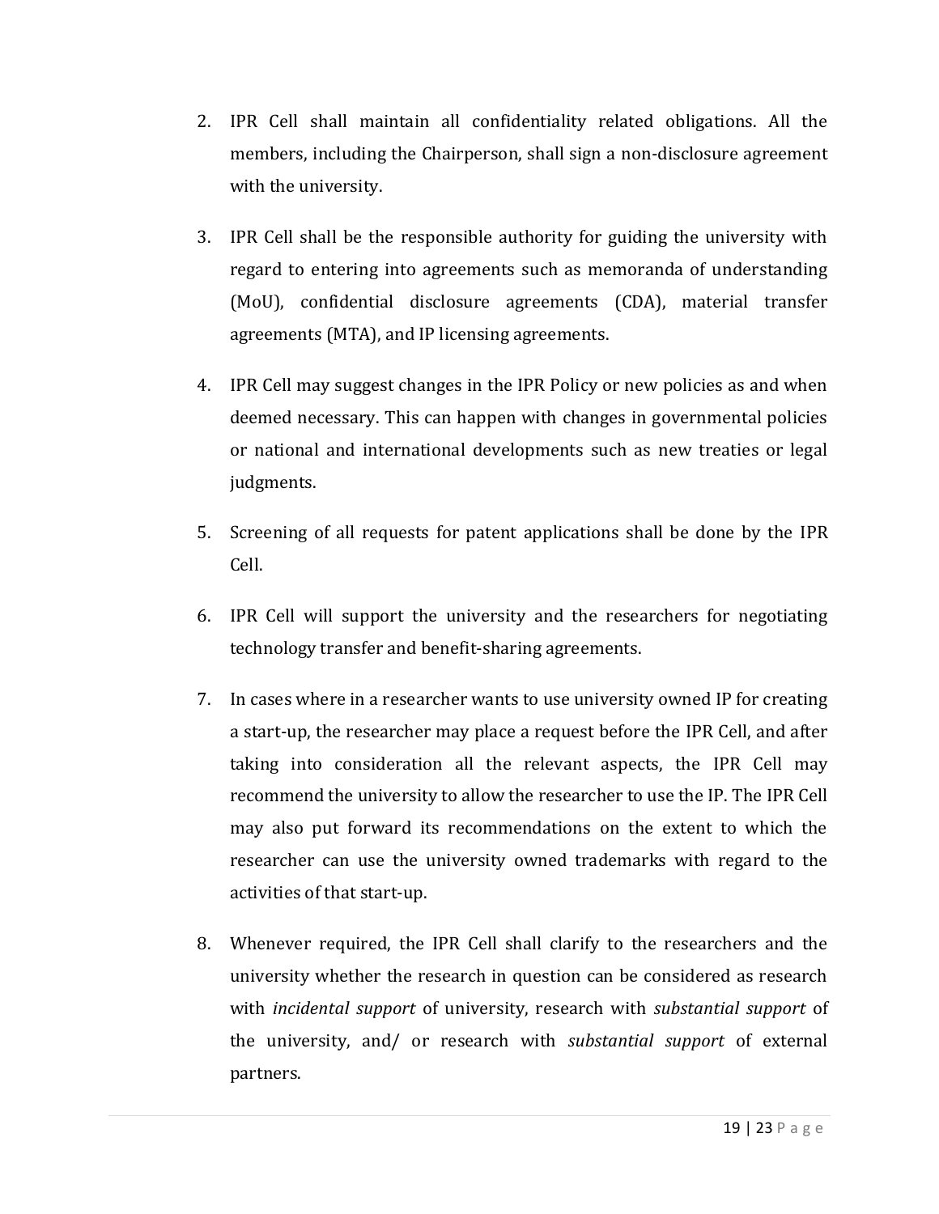2. IPR Cell shall maintain all confidentiality related obligations. All the members, including the Chairperson, shall sign a non-disclosure agreement with the university.

3. IPR Cell shall be the responsible authority for guiding the university with regard to entering into agreements such as memoranda of understanding (MoU), confidential disclosure agreements (CDA), material transfer agreements (MTA), and IP licensing agreements.

4. IPR Cell may suggest changes in the IPR Policy or new policies as and when deemed necessary. This can happen with changes in governmental policies or national and international developments such as new treaties or legal judgments.

5. Screening of all requests for patent applications shall be done by the IPR Cell.

6. IPR Cell will support the university and the researchers for negotiating technology transfer and benefit-sharing agreements.

7. In cases where in a researcher wants to use university owned IP for creating a start-up, the researcher may place a request before the IPR Cell, and after taking into consideration all the relevant aspects, the IPR Cell may recommend the university to allow the researcher to use the IP. The IPR Cell may also put forward its recommendations on the extent to which the researcher can use the university owned trademarks with regard to the activities of that start-up.

8. Whenever required, the IPR Cell shall clarify to the researchers and the university whether the research in question can be considered as research with *incidental support* of university, research with *substantial support* of the university, and/ or research with *substantial support* of external partners.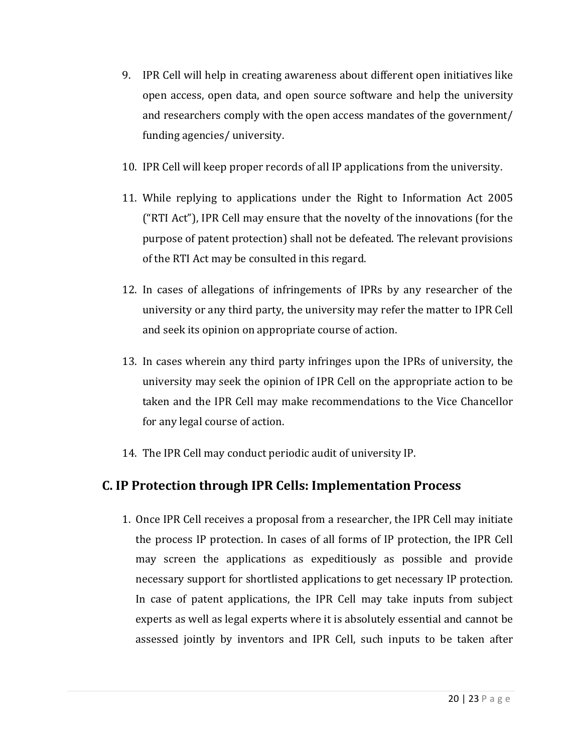9. IPR Cell will help in creating awareness about different open initiatives like open access, open data, and open source software and help the university and researchers comply with the open access mandates of the government/ funding agencies/ university.

10. IPR Cell will keep proper records of all IP applications from the university.

11. While replying to applications under the Right to Information Act 2005 ("RTI Act"), IPR Cell may ensure that the novelty of the innovations (for the purpose of patent protection) shall not be defeated. The relevant provisions of the RTI Act may be consulted in this regard.

12. In cases of allegations of infringements of IPRs by any researcher of the university or any third party, the university may refer the matter to IPR Cell and seek its opinion on appropriate course of action.

13. In cases wherein any third party infringes upon the IPRs of university, the university may seek the opinion of IPR Cell on the appropriate action to be taken and the IPR Cell may make recommendations to the Vice Chancellor for any legal course of action.

14. The IPR Cell may conduct periodic audit of university IP.

## C. IP Protection through IPR Cells: Implementation Process

1. Once IPR Cell receives a proposal from a researcher, the IPR Cell may initiate the process IP protection. In cases of all forms of IP protection, the IPR Cell may screen the applications as expeditiously as possible and provide necessary support for shortlisted applications to get necessary IP protection. In case of patent applications, the IPR Cell may take inputs from subject experts as well as legal experts where it is absolutely essential and cannot be assessed jointly by inventors and IPR Cell, such inputs to be taken after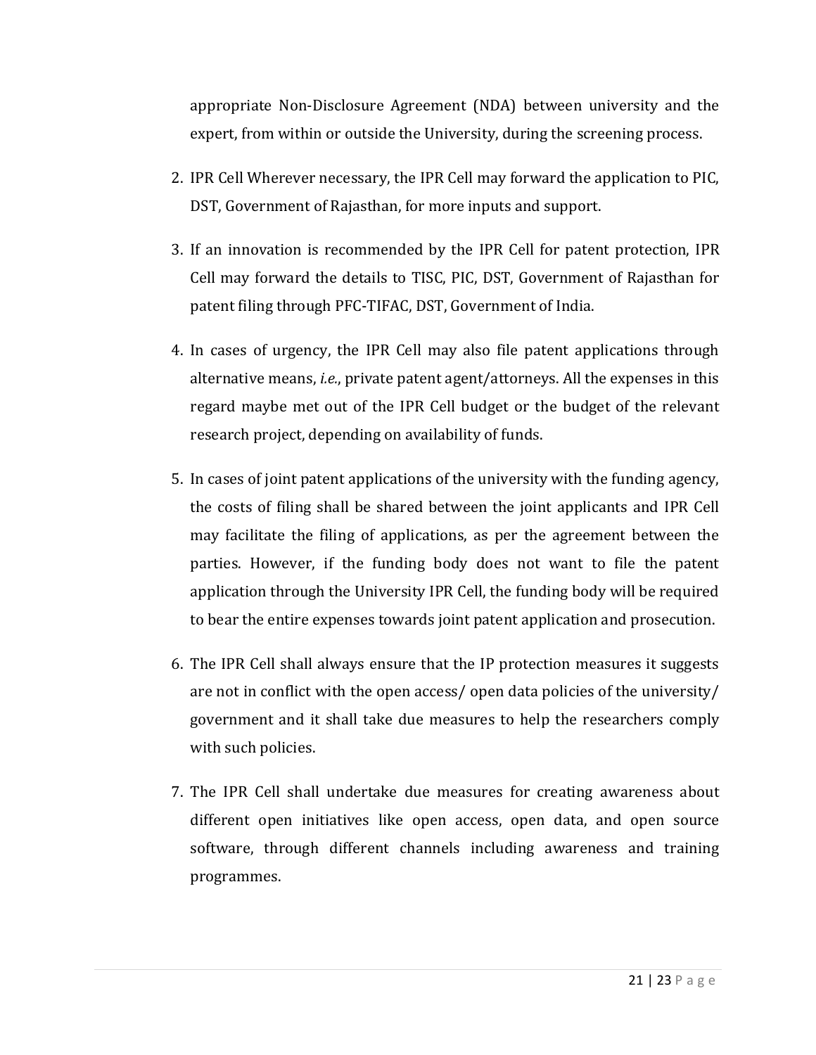appropriate Non-Disclosure Agreement (NDA) between university and the expert, from within or outside the University, during the screening process.

2. IPR Cell Wherever necessary, the IPR Cell may forward the application to PIC, DST, Government of Rajasthan, for more inputs and support.

3. If an innovation is recommended by the IPR Cell for patent protection, IPR Cell may forward the details to TISC, PIC, DST, Government of Rajasthan for patent filing through PFC-TIFAC, DST, Government of India.

4. In cases of urgency, the IPR Cell may also file patent applications through alternative means, *i.e.*, private patent agent/attorneys. All the expenses in this regard maybe met out of the IPR Cell budget or the budget of the relevant research project, depending on availability of funds.

5. In cases of joint patent applications of the university with the funding agency, the costs of filing shall be shared between the joint applicants and IPR Cell may facilitate the filing of applications, as per the agreement between the parties. However, if the funding body does not want to file the patent application through the University IPR Cell, the funding body will be required to bear the entire expenses towards joint patent application and prosecution.

6. The IPR Cell shall always ensure that the IP protection measures it suggests are not in conflict with the open access/ open data policies of the university/ government and it shall take due measures to help the researchers comply with such policies.

7. The IPR Cell shall undertake due measures for creating awareness about different open initiatives like open access, open data, and open source software, through different channels including awareness and training programmes.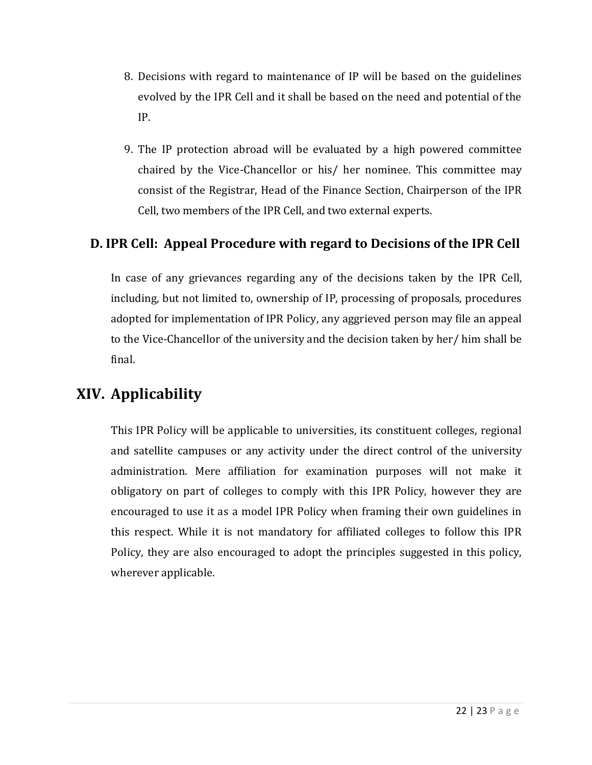8. Decisions with regard to maintenance of IP will be based on the guidelines evolved by the IPR Cell and it shall be based on the need and potential of the IP.

9. The IP protection abroad will be evaluated by a high powered committee chaired by the Vice-Chancellor or his/ her nominee. This committee may consist of the Registrar, Head of the Finance Section, Chairperson of the IPR Cell, two members of the IPR Cell, and two external experts.

### D. IPR Cell: Appeal Procedure with regard to Decisions of the IPR Cell

In case of any grievances regarding any of the decisions taken by the IPR Cell, including, but not limited to, ownership of IP, processing of proposals, procedures adopted for implementation of IPR Policy, any aggrieved person may file an appeal to the Vice-Chancellor of the university and the decision taken by her/ him shall be final.

## XIV. Applicability

This IPR Policy will be applicable to universities, its constituent colleges, regional and satellite campuses or any activity under the direct control of the university administration. Mere affiliation for examination purposes will not make it obligatory on part of colleges to comply with this IPR Policy, however they are encouraged to use it as a model IPR Policy when framing their own guidelines in this respect. While it is not mandatory for affiliated colleges to follow this IPR Policy, they are also encouraged to adopt the principles suggested in this policy, wherever applicable.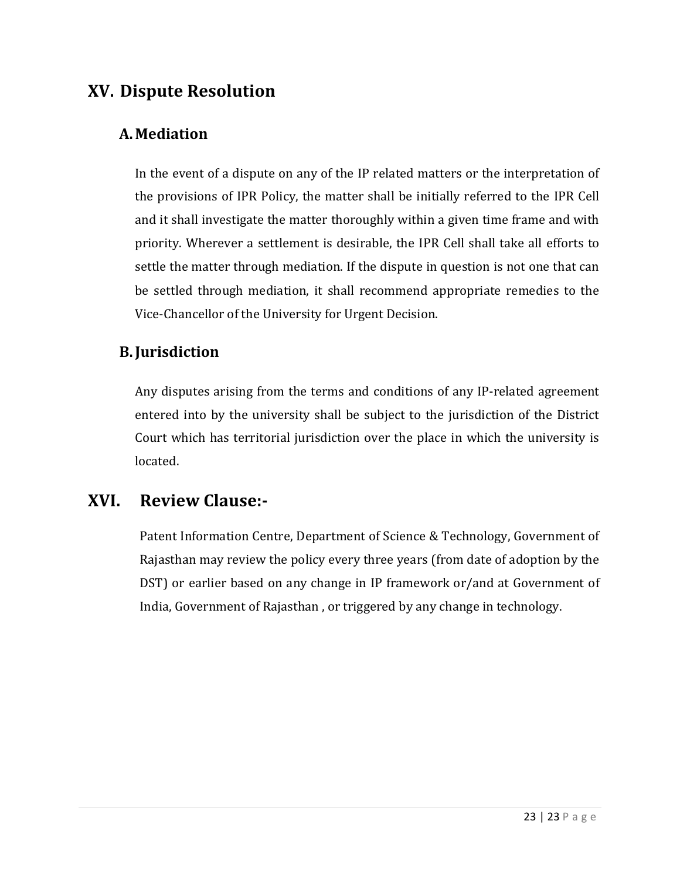## XV. Dispute Resolution

### A. Mediation

In the event of a dispute on any of the IP related matters or the interpretation of the provisions of IPR Policy, the matter shall be initially referred to the IPR Cell and it shall investigate the matter thoroughly within a given time frame and with priority. Wherever a settlement is desirable, the IPR Cell shall take all efforts to settle the matter through mediation. If the dispute in question is not one that can be settled through mediation, it shall recommend appropriate remedies to the Vice-Chancellor of the University for Urgent Decision.

### B. Jurisdiction

Any disputes arising from the terms and conditions of any IP-related agreement entered into by the university shall be subject to the jurisdiction of the District Court which has territorial jurisdiction over the place in which the university is located.

## XVI. Review Clause:-

Patent Information Centre, Department of Science & Technology, Government of Rajasthan may review the policy every three years (from date of adoption by the DST) or earlier based on any change in IP framework or/and at Government of India, Government of Rajasthan , or triggered by any change in technology.